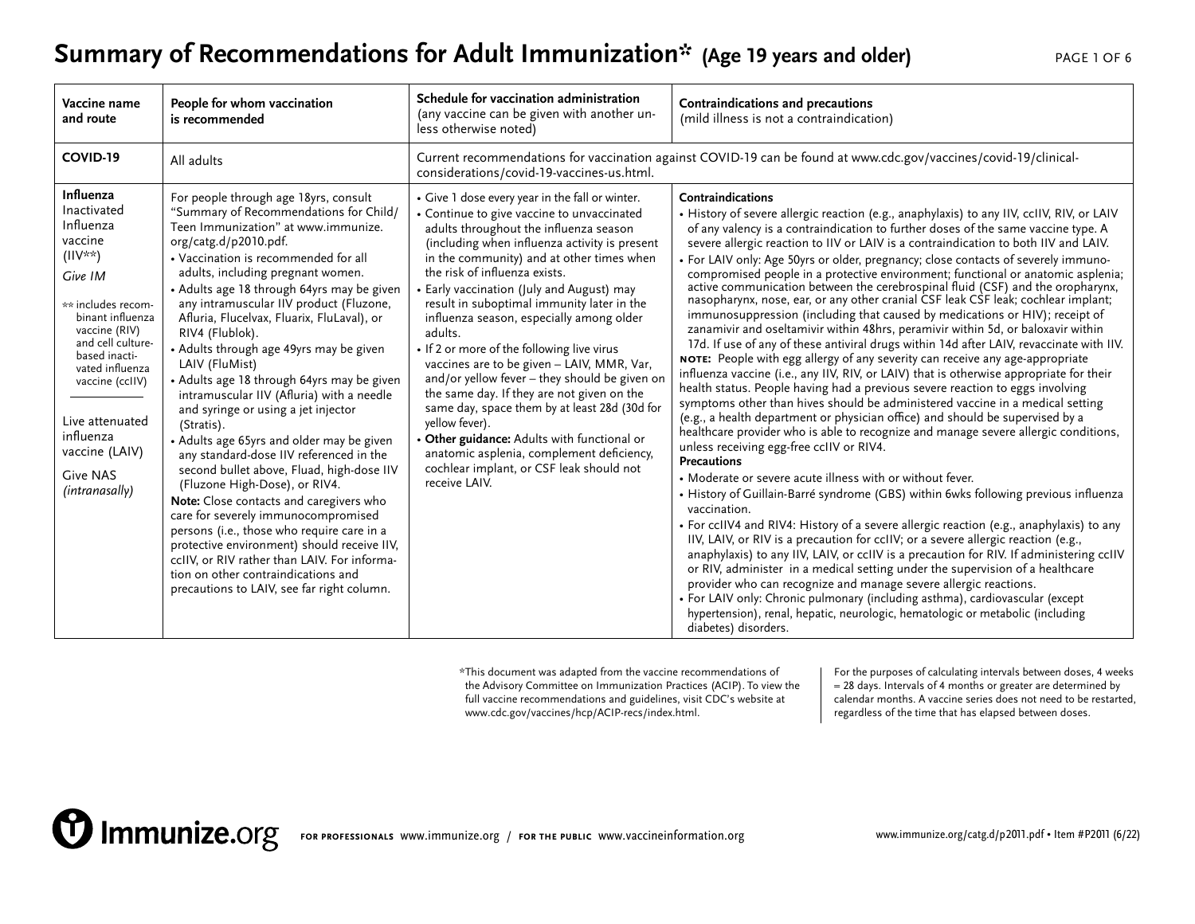# Summary of Recommendations for Adult Immunization* (Age 19 years and older)

| Vaccine name and route | People for whom vaccination is recommended | Schedule for vaccination administration (any vaccine can be given with another unless otherwise noted) | Contraindications and precautions (mild illness is not a contraindication) |
|---|---|---|---|
| **COVID-19** | All adults | Current recommendations for vaccination against COVID-19 can be found at www.cdc.gov/vaccines/covid-19/clinical-considerations/covid-19-vaccines-us.html. | |
| **Influenza**<br>Inactivated Influenza vaccine (IIV**)<br>*Give IM*<br><br>** includes recombinant influenza vaccine (RIV) and cell culture-based inactivated influenza vaccine (ccIIV)<br><br>Live attenuated influenza vaccine (LAIV)<br>Give NAS *(intranasally)* | For people through age 18yrs, consult "Summary of Recommendations for Child/Teen Immunization" at www.immunize.org/catg.d/p2010.pdf.<br>• Vaccination is recommended for all adults, including pregnant women.<br>• Adults age 18 through 64yrs may be given any intramuscular IIV product (Fluzone, Afluria, Flucelvax, Fluarix, FluLaval), or RIV4 (Flublok).<br>• Adults through age 49yrs may be given LAIV (FluMist)<br>• Adults age 18 through 64yrs may be given intramuscular IIV (Afluria) with a needle and syringe or using a jet injector (Stratis).<br>• Adults age 65yrs and older may be given any standard-dose IIV referenced in the second bullet above, Fluad, high-dose IIV (Fluzone High-Dose), or RIV4.<br>**Note:** Close contacts and caregivers who care for severely immunocompromised persons (i.e., those who require care in a protective environment) should receive IIV, ccIIV, or RIV rather than LAIV. For information on other contraindications and precautions to LAIV, see far right column. | • Give 1 dose every year in the fall or winter.<br>• Continue to give vaccine to unvaccinated adults throughout the influenza season (including when influenza activity is present in the community) and at other times when the risk of influenza exists.<br>• Early vaccination (July and August) may result in suboptimal immunity later in the influenza season, especially among older adults.<br>• If 2 or more of the following live virus vaccines are to be given – LAIV, MMR, Var, and/or yellow fever – they should be given on the same day. If they are not given on the same day, space them by at least 28d (30d for yellow fever).<br>• **Other guidance:** Adults with functional or anatomic asplenia, complement deficiency, cochlear implant, or CSF leak should not receive LAIV. | **Contraindications**<br>• History of severe allergic reaction (e.g., anaphylaxis) to any IIV, ccIIV, RIV, or LAIV of any valency is a contraindication to further doses of the same vaccine type. A severe allergic reaction to IIV or LAIV is a contraindication to both IIV and LAIV.<br>• For LAIV only: Age 50yrs or older, pregnancy; close contacts of severely immunocompromised people in a protective environment; functional or anatomic asplenia; active communication between the cerebrospinal fluid (CSF) and the oropharynx, nasopharynx, nose, ear, or any other cranial CSF leak CSF leak; cochlear implant; immunosuppression (including that caused by medications or HIV); receipt of zanamivir and oseltamivir within 48hrs, peramivir within 5d, or baloxavir within 17d. If use of any of these antiviral drugs within 14d after LAIV, revaccinate with IIV.<br>**NOTE:** People with egg allergy of any severity can receive any age-appropriate influenza vaccine (i.e., any IIV, RIV, or LAIV) that is otherwise appropriate for their health status. People having had a previous severe reaction to eggs involving symptoms other than hives should be administered vaccine in a medical setting (e.g., a health department or physician office) and should be supervised by a healthcare provider who is able to recognize and manage severe allergic conditions, unless receiving egg-free ccIIV or RIV4.<br>**Precautions**<br>• Moderate or severe acute illness with or without fever.<br>• History of Guillain-Barré syndrome (GBS) within 6wks following previous influenza vaccination.<br>• For ccIIV4 and RIV4: History of a severe allergic reaction (e.g., anaphylaxis) to any IIV, LAIV, or RIV is a precaution for ccIIV; or a severe allergic reaction (e.g., anaphylaxis) to any IIV, LAIV, or ccIIV is a precaution for RIV. If administering ccIIV or RIV, administer in a medical setting under the supervision of a healthcare provider who can recognize and manage severe allergic reactions.<br>• For LAIV only: Chronic pulmonary (including asthma), cardiovascular (except hypertension), renal, hepatic, neurologic, hematologic or metabolic (including diabetes) disorders. |

*This document was adapted from the vaccine recommendations of the Advisory Committee on Immunization Practices (ACIP). To view the full vaccine recommendations and guidelines, visit CDC's website at www.cdc.gov/vaccines/hcp/ACIP-recs/index.html.

For the purposes of calculating intervals between doses, 4 weeks = 28 days. Intervals of 4 months or greater are determined by calendar months. A vaccine series does not need to be restarted, regardless of the time that has elapsed between doses.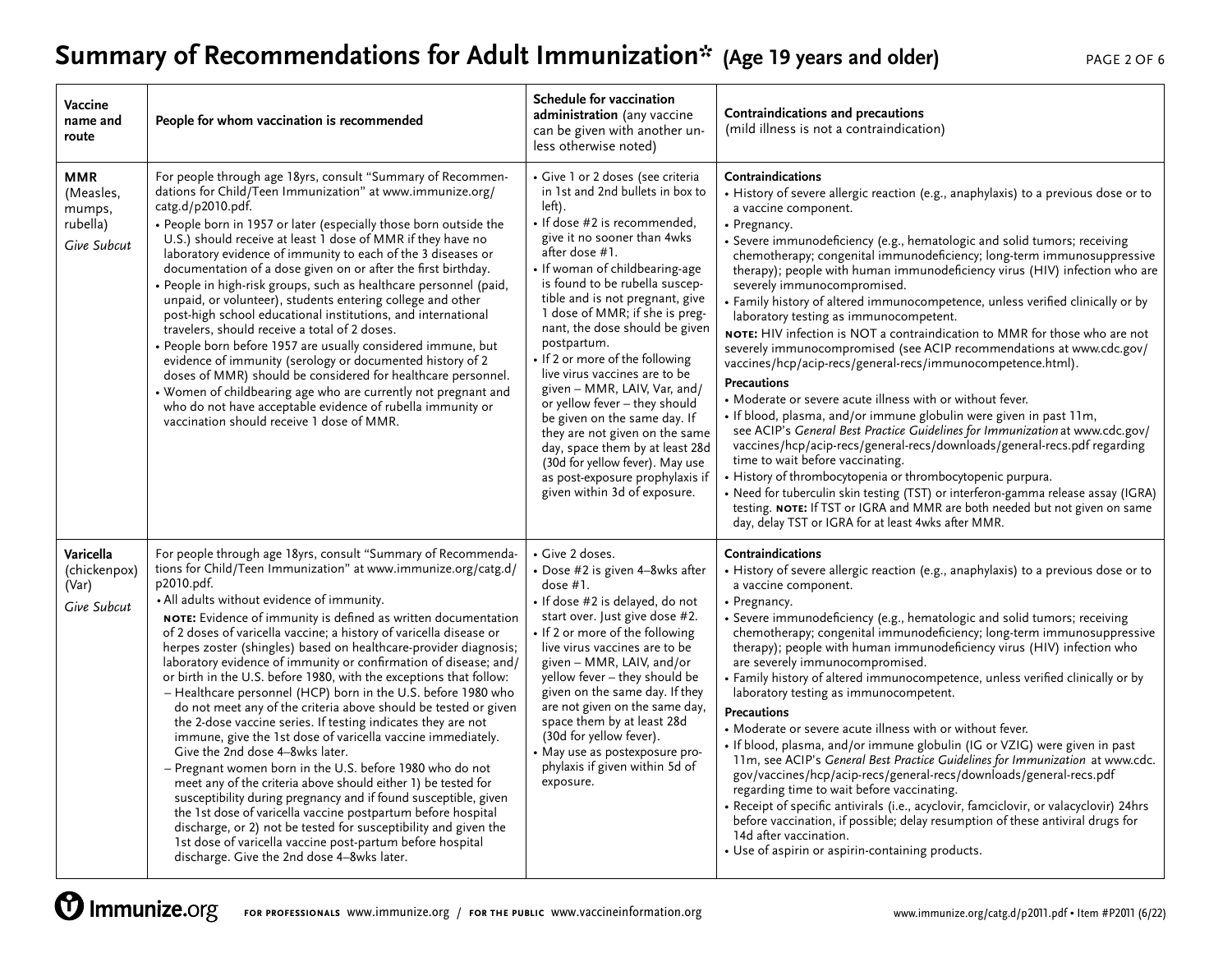# Summary of Recommendations for Adult Immunization* (Age 19 years and older)

| Vaccine name and route | People for whom vaccination is recommended | Schedule for vaccination administration (any vaccine can be given with another unless otherwise noted) | Contraindications and precautions (mild illness is not a contraindication) |
|---|---|---|---|
| **MMR** (Measles, mumps, rubella)<br>*Give Subcut* | For people through age 18yrs, consult "Summary of Recommendations for Child/Teen Immunization" at www.immunize.org/catg.d/p2010.pdf.<br>• People born in 1957 or later (especially those born outside the U.S.) should receive at least 1 dose of MMR if they have no laboratory evidence of immunity to each of the 3 diseases or documentation of a dose given on or after the first birthday.<br>• People in high-risk groups, such as healthcare personnel (paid, unpaid, or volunteer), students entering college and other post-high school educational institutions, and international travelers, should receive a total of 2 doses.<br>• People born before 1957 are usually considered immune, but evidence of immunity (serology or documented history of 2 doses of MMR) should be considered for healthcare personnel.<br>• Women of childbearing age who are currently not pregnant and who do not have acceptable evidence of rubella immunity or vaccination should receive 1 dose of MMR. | • Give 1 or 2 doses (see criteria in 1st and 2nd bullets in box to left).<br>• If dose #2 is recommended, give it no sooner than 4wks after dose #1.<br>• If woman of childbearing-age is found to be rubella susceptible and is not pregnant, give 1 dose of MMR; if she is pregnant, the dose should be given postpartum.<br>• If 2 or more of the following live virus vaccines are to be given – MMR, LAIV, Var, and/or yellow fever – they should be given on the same day. If they are not given on the same day, space them by at least 28d (30d for yellow fever). May use as post-exposure prophylaxis if given within 3d of exposure. | **Contraindications**<br>• History of severe allergic reaction (e.g., anaphylaxis) to a previous dose or to a vaccine component.<br>• Pregnancy.<br>• Severe immunodeficiency (e.g., hematologic and solid tumors; receiving chemotherapy; congenital immunodeficiency; long-term immunosuppressive therapy); people with human immunodeficiency virus (HIV) infection who are severely immunocompromised.<br>• Family history of altered immunocompetence, unless verified clinically or by laboratory testing as immunocompetent.<br>**NOTE:** HIV infection is NOT a contraindication to MMR for those who are not severely immunocompromised (see ACIP recommendations at www.cdc.gov/vaccines/hcp/acip-recs/general-recs/immunocompetence.html).<br>**Precautions**<br>• Moderate or severe acute illness with or without fever.<br>• If blood, plasma, and/or immune globulin were given in past 11m, see ACIP's *General Best Practice Guidelines for Immunization* at www.cdc.gov/vaccines/hcp/acip-recs/general-recs/downloads/general-recs.pdf regarding time to wait before vaccinating.<br>• History of thrombocytopenia or thrombocytopenic purpura.<br>• Need for tuberculin skin testing (TST) or interferon-gamma release assay (IGRA) testing. **NOTE:** If TST or IGRA and MMR are both needed but not given on same day, delay TST or IGRA for at least 4wks after MMR. |
| **Varicella** (chickenpox) (Var)<br>*Give Subcut* | For people through age 18yrs, consult "Summary of Recommendations for Child/Teen Immunization" at www.immunize.org/catg.d/p2010.pdf.<br>• All adults without evidence of immunity.<br>**NOTE:** Evidence of immunity is defined as written documentation of 2 doses of varicella vaccine; a history of varicella disease or herpes zoster (shingles) based on healthcare-provider diagnosis; laboratory evidence of immunity or confirmation of disease; and/or birth in the U.S. before 1980, with the exceptions that follow:<br>– Healthcare personnel (HCP) born in the U.S. before 1980 who do not meet any of the criteria above should be tested or given the 2-dose vaccine series. If testing indicates they are not immune, give the 1st dose of varicella vaccine immediately. Give the 2nd dose 4–8wks later.<br>– Pregnant women born in the U.S. before 1980 who do not meet any of the criteria above should either 1) be tested for susceptibility during pregnancy and if found susceptible, given the 1st dose of varicella vaccine postpartum before hospital discharge, or 2) not be tested for susceptibility and given the 1st dose of varicella vaccine post-partum before hospital discharge. Give the 2nd dose 4–8wks later. | • Give 2 doses.<br>• Dose #2 is given 4–8wks after dose #1.<br>• If dose #2 is delayed, do not start over. Just give dose #2.<br>• If 2 or more of the following live virus vaccines are to be given – MMR, LAIV, and/or yellow fever – they should be given on the same day. If they are not given on the same day, space them by at least 28d (30d for yellow fever).<br>• May use as postexposure prophylaxis if given within 5d of exposure. | **Contraindications**<br>• History of severe allergic reaction (e.g., anaphylaxis) to a previous dose or to a vaccine component.<br>• Pregnancy.<br>• Severe immunodeficiency (e.g., hematologic and solid tumors; receiving chemotherapy; congenital immunodeficiency; long-term immunosuppressive therapy); people with human immunodeficiency virus (HIV) infection who are severely immunocompromised.<br>• Family history of altered immunocompetence, unless verified clinically or by laboratory testing as immunocompetent.<br>**Precautions**<br>• Moderate or severe acute illness with or without fever.<br>• If blood, plasma, and/or immune globulin (IG or VZIG) were given in past 11m, see ACIP's *General Best Practice Guidelines for Immunization* at www.cdc.gov/vaccines/hcp/acip-recs/general-recs/downloads/general-recs.pdf regarding time to wait before vaccinating.<br>• Receipt of specific antivirals (i.e., acyclovir, famciclovir, or valacyclovir) 24hrs before vaccination, if possible; delay resumption of these antiviral drugs for 14d after vaccination.<br>• Use of aspirin or aspirin-containing products. |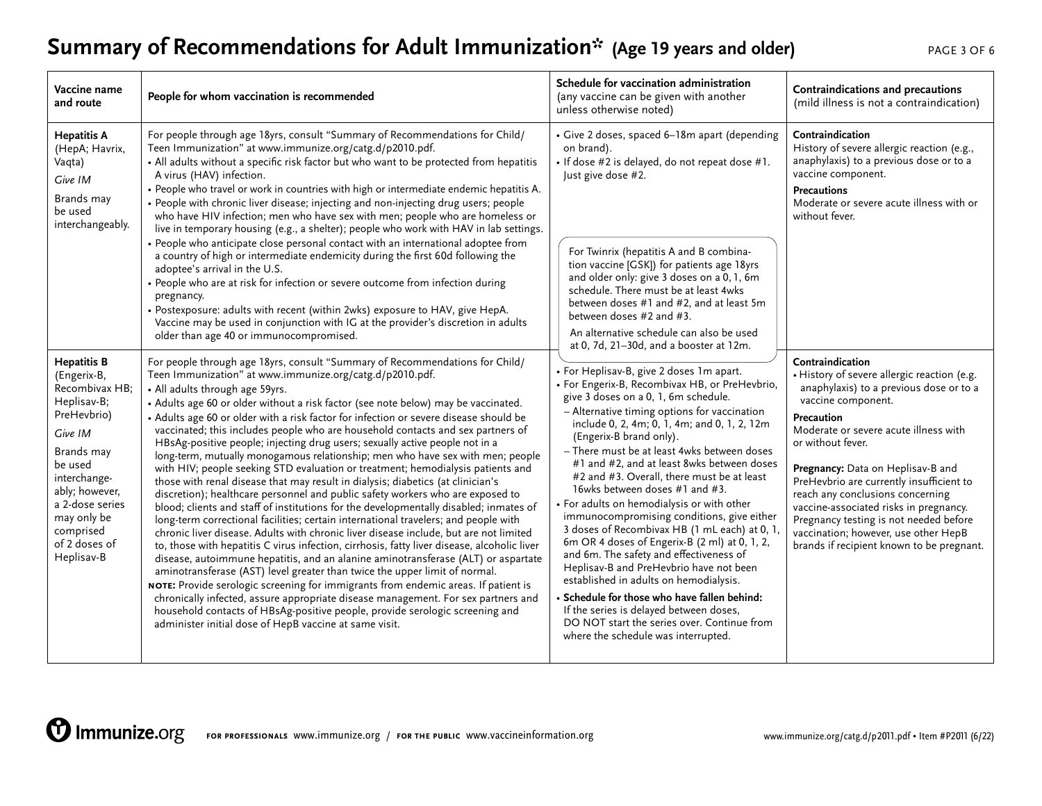# Summary of Recommendations for Adult Immunization* (Age 19 years and older)

| Vaccine name and route | People for whom vaccination is recommended | Schedule for vaccination administration (any vaccine can be given with another unless otherwise noted) | Contraindications and precautions (mild illness is not a contraindication) |
|---|---|---|---|
| **Hepatitis A** (HepA; Havrix, Vaqta)<br>*Give IM*<br>Brands may be used interchangeably. | For people through age 18yrs, consult "Summary of Recommendations for Child/Teen Immunization" at www.immunize.org/catg.d/p2010.pdf.<br>• All adults without a specific risk factor but who want to be protected from hepatitis A virus (HAV) infection.<br>• People who travel or work in countries with high or intermediate endemic hepatitis A.<br>• People with chronic liver disease; injecting and non-injecting drug users; people who have HIV infection; men who have sex with men; people who are homeless or live in temporary housing (e.g., a shelter); people who work with HAV in lab settings.<br>• People who anticipate close personal contact with an international adoptee from a country of high or intermediate endemicity during the first 60d following the adoptee's arrival in the U.S.<br>• People who are at risk for infection or severe outcome from infection during pregnancy.<br>• Postexposure: adults with recent (within 2wks) exposure to HAV, give HepA. Vaccine may be used in conjunction with IG at the provider's discretion in adults older than age 40 or immunocompromised. | • Give 2 doses, spaced 6–18m apart (depending on brand).<br>• If dose #2 is delayed, do not repeat dose #1. Just give dose #2.<br><br>For Twinrix (hepatitis A and B combination vaccine [GSK]) for patients age 18yrs and older only: give 3 doses on a 0, 1, 6m schedule. There must be at least 4wks between doses #1 and #2, and at least 5m between doses #2 and #3.<br>An alternative schedule can also be used at 0, 7d, 21–30d, and a booster at 12m. | **Contraindication**<br>History of severe allergic reaction (e.g., anaphylaxis) to a previous dose or to a vaccine component.<br>**Precautions**<br>Moderate or severe acute illness with or without fever. |
| **Hepatitis B** (Engerix-B, Recombivax HB; Heplisav-B; PreHevbrio)<br>*Give IM*<br>Brands may be used interchangeably; however, a 2-dose series may only be comprised of 2 doses of Heplisav-B | For people through age 18yrs, consult "Summary of Recommendations for Child/Teen Immunization" at www.immunize.org/catg.d/p2010.pdf.<br>• All adults through age 59yrs.<br>• Adults age 60 or older without a risk factor (see note below) may be vaccinated.<br>• Adults age 60 or older with a risk factor for infection or severe disease should be vaccinated; this includes people who are household contacts and sex partners of HBsAg-positive people; injecting drug users; sexually active people not in a long-term, mutually monogamous relationship; men who have sex with men; people with HIV; people seeking STD evaluation or treatment; hemodialysis patients and those with renal disease that may result in dialysis; diabetics (at clinician's discretion); healthcare personnel and public safety workers who are exposed to blood; clients and staff of institutions for the developmentally disabled; inmates of long-term correctional facilities; certain international travelers; and people with chronic liver disease. Adults with chronic liver disease include, but are not limited to, those with hepatitis C virus infection, cirrhosis, fatty liver disease, alcoholic liver disease, autoimmune hepatitis, and an alanine aminotransferase (ALT) or aspartate aminotransferase (AST) level greater than twice the upper limit of normal.<br>**NOTE:** Provide serologic screening for immigrants from endemic areas. If patient is chronically infected, assure appropriate disease management. For sex partners and household contacts of HBsAg-positive people, provide serologic screening and administer initial dose of HepB vaccine at same visit. | • For Heplisav-B, give 2 doses 1m apart.<br>• For Engerix-B, Recombivax HB, or PreHevbrio, give 3 doses on a 0, 1, 6m schedule.<br>– Alternative timing options for vaccination include 0, 2, 4m; 0, 1, 4m; and 0, 1, 2, 12m (Engerix-B brand only).<br>– There must be at least 4wks between doses #1 and #2, and at least 8wks between doses #2 and #3. Overall, there must be at least 16wks between doses #1 and #3.<br>• For adults on hemodialysis or with other immunocompromising conditions, give either 3 doses of Recombivax HB (1 mL each) at 0, 1, 6m OR 4 doses of Engerix-B (2 ml) at 0, 1, 2, and 6m. The safety and effectiveness of Heplisav-B and PreHevbrio have not been established in adults on hemodialysis.<br>• **Schedule for those who have fallen behind:** If the series is delayed between doses, DO NOT start the series over. Continue from where the schedule was interrupted. | **Contraindication**<br>• History of severe allergic reaction (e.g. anaphylaxis) to a previous dose or to a vaccine component.<br>**Precaution**<br>Moderate or severe acute illness with or without fever.<br><br>**Pregnancy:** Data on Heplisav-B and PreHevbrio are currently insufficient to reach any conclusions concerning vaccine-associated risks in pregnancy. Pregnancy testing is not needed before vaccination; however, use other HepB brands if recipient known to be pregnant. |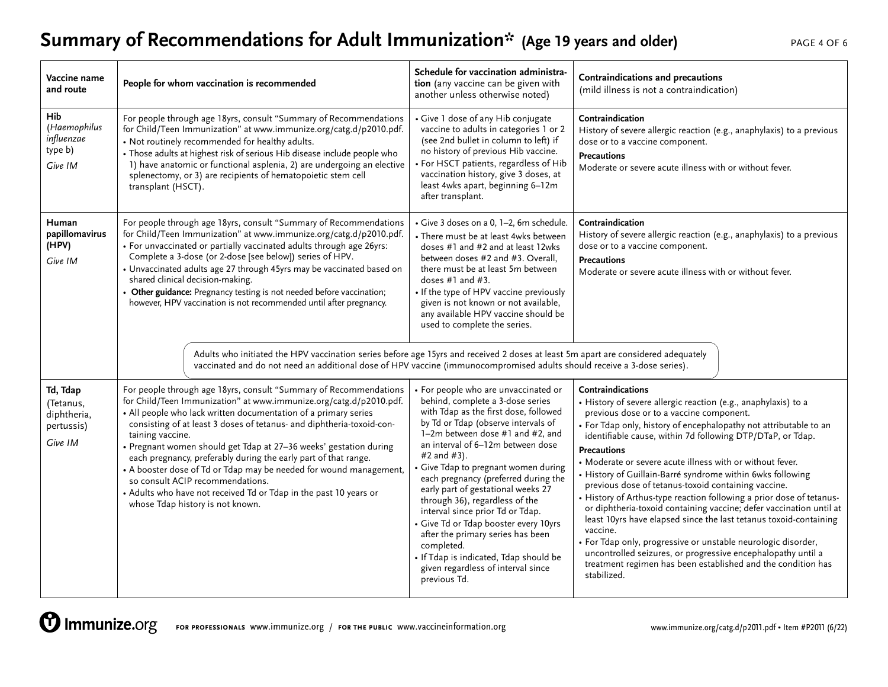# Summary of Recommendations for Adult Immunization* (Age 19 years and older)

| Vaccine name and route | People for whom vaccination is recommended | Schedule for vaccination administration (any vaccine can be given with another unless otherwise noted) | Contraindications and precautions (mild illness is not a contraindication) |
|---|---|---|---|
| **Hib** (*Haemophilus influenzae* type b) *Give IM* | For people through age 18yrs, consult "Summary of Recommendations for Child/Teen Immunization" at www.immunize.org/catg.d/p2010.pdf. • Not routinely recommended for healthy adults. • Those adults at highest risk of serious Hib disease include people who 1) have anatomic or functional asplenia, 2) are undergoing an elective splenectomy, or 3) are recipients of hematopoietic stem cell transplant (HSCT). | • Give 1 dose of any Hib conjugate vaccine to adults in categories 1 or 2 (see 2nd bullet in column to left) if no history of previous Hib vaccine. • For HSCT patients, regardless of Hib vaccination history, give 3 doses, at least 4wks apart, beginning 6–12m after transplant. | **Contraindication** History of severe allergic reaction (e.g., anaphylaxis) to a previous dose or to a vaccine component. **Precautions** Moderate or severe acute illness with or without fever. |
| **Human papillomavirus (HPV)** *Give IM* | For people through age 18yrs, consult "Summary of Recommendations for Child/Teen Immunization" at www.immunize.org/catg.d/p2010.pdf. • For unvaccinated or partially vaccinated adults through age 26yrs: Complete a 3-dose (or 2-dose [see below]) series of HPV. • Unvaccinated adults age 27 through 45yrs may be vaccinated based on shared clinical decision-making. • **Other guidance:** Pregnancy testing is not needed before vaccination; however, HPV vaccination is not recommended until after pregnancy. | • Give 3 doses on a 0, 1–2, 6m schedule. • There must be at least 4wks between doses #1 and #2 and at least 12wks between doses #2 and #3. Overall, there must be at least 5m between doses #1 and #3. • If the type of HPV vaccine previously given is not known or not available, any available HPV vaccine should be used to complete the series. | **Contraindication** History of severe allergic reaction (e.g., anaphylaxis) to a previous dose or to a vaccine component. **Precautions** Moderate or severe acute illness with or without fever. |
| | Adults who initiated the HPV vaccination series before age 15yrs and received 2 doses at least 5m apart are considered adequately vaccinated and do not need an additional dose of HPV vaccine (immunocompromised adults should receive a 3-dose series). | | |
| **Td, Tdap** (Tetanus, diphtheria, pertussis) *Give IM* | For people through age 18yrs, consult "Summary of Recommendations for Child/Teen Immunization" at www.immunize.org/catg.d/p2010.pdf. • All people who lack written documentation of a primary series consisting of at least 3 doses of tetanus- and diphtheria-toxoid-containing vaccine. • Pregnant women should get Tdap at 27–36 weeks' gestation during each pregnancy, preferably during the early part of that range. • A booster dose of Td or Tdap may be needed for wound management, so consult ACIP recommendations. • Adults who have not received Td or Tdap in the past 10 years or whose Tdap history is not known. | • For people who are unvaccinated or behind, complete a 3-dose series with Tdap as the first dose, followed by Td or Tdap (observe intervals of 1–2m between dose #1 and #2, and an interval of 6–12m between dose #2 and #3). • Give Tdap to pregnant women during each pregnancy (preferred during the early part of gestational weeks 27 through 36), regardless of the interval since prior Td or Tdap. • Give Td or Tdap booster every 10yrs after the primary series has been completed. • If Tdap is indicated, Tdap should be given regardless of interval since previous Td. | **Contraindications** • History of severe allergic reaction (e.g., anaphylaxis) to a previous dose or to a vaccine component. • For Tdap only, history of encephalopathy not attributable to an identifiable cause, within 7d following DTP/DTaP, or Tdap. **Precautions** • Moderate or severe acute illness with or without fever. • History of Guillain-Barré syndrome within 6wks following previous dose of tetanus-toxoid containing vaccine. • History of Arthus-type reaction following a prior dose of tetanus- or diphtheria-toxoid containing vaccine; defer vaccination until at least 10yrs have elapsed since the last tetanus toxoid-containing vaccine. • For Tdap only, progressive or unstable neurologic disorder, uncontrolled seizures, or progressive encephalopathy until a treatment regimen has been established and the condition has stabilized. |

Immunize.org FOR PROFESSIONALS www.immunize.org / FOR THE PUBLIC www.vaccineinformation.org

www.immunize.org/catg.d/p2011.pdf • Item #P2011 (6/22)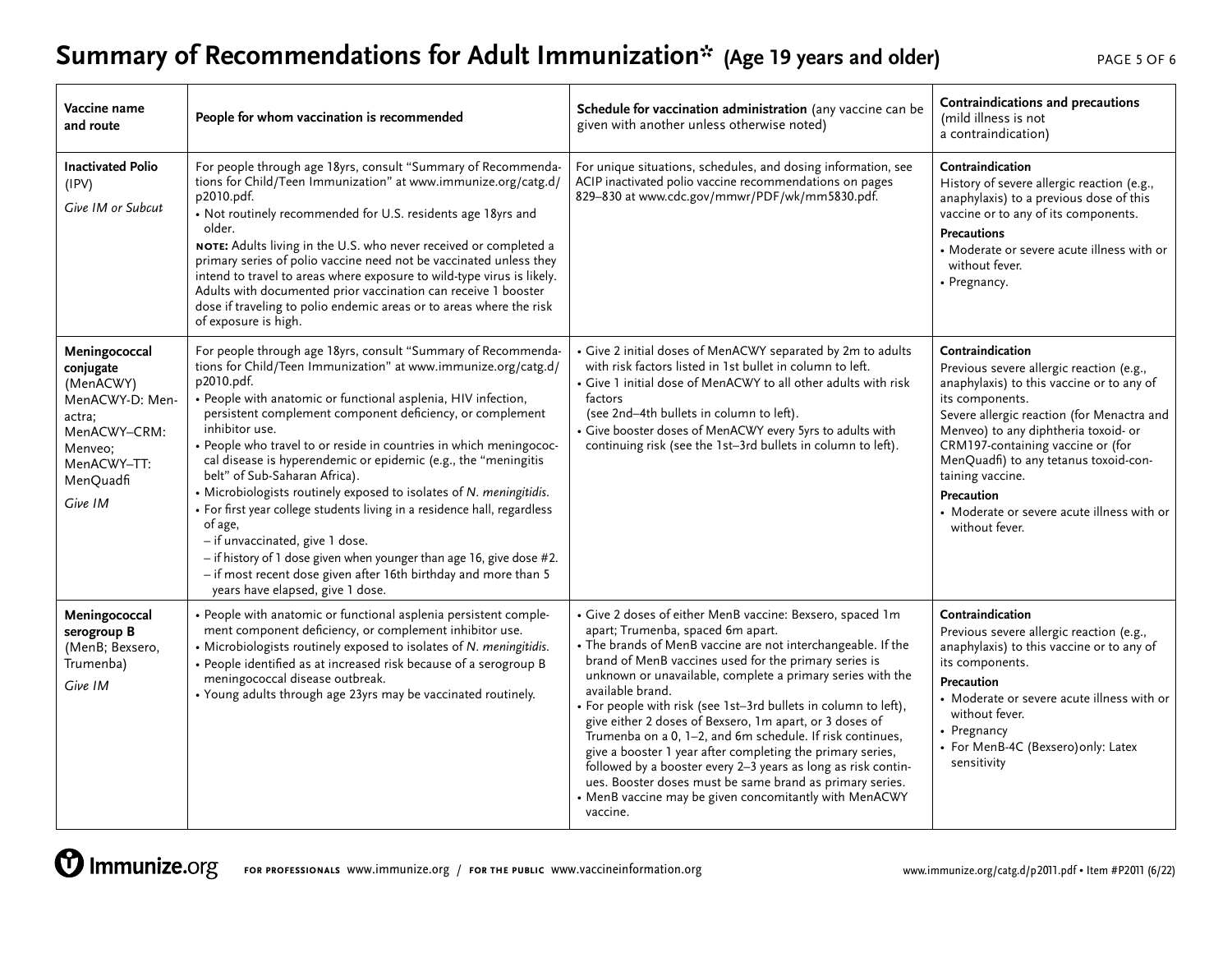# Summary of Recommendations for Adult Immunization* (Age 19 years and older)

| Vaccine name and route | People for whom vaccination is recommended | Schedule for vaccination administration (any vaccine can be given with another unless otherwise noted) | Contraindications and precautions (mild illness is not a contraindication) |
|---|---|---|---|
| **Inactivated Polio** (IPV)<br>*Give IM or Subcut* | For people through age 18yrs, consult "Summary of Recommendations for Child/Teen Immunization" at www.immunize.org/catg.d/p2010.pdf.<br>• Not routinely recommended for U.S. residents age 18yrs and older.<br>**NOTE:** Adults living in the U.S. who never received or completed a primary series of polio vaccine need not be vaccinated unless they intend to travel to areas where exposure to wild-type virus is likely. Adults with documented prior vaccination can receive 1 booster dose if traveling to polio endemic areas or to areas where the risk of exposure is high. | For unique situations, schedules, and dosing information, see ACIP inactivated polio vaccine recommendations on pages 829–830 at www.cdc.gov/mmwr/PDF/wk/mm5830.pdf. | **Contraindication**<br>History of severe allergic reaction (e.g., anaphylaxis) to a previous dose of this vaccine or to any of its components.<br>**Precautions**<br>• Moderate or severe acute illness with or without fever.<br>• Pregnancy. |
| **Meningococcal conjugate** (MenACWY)<br>MenACWY-D: Menactra;<br>MenACWY–CRM: Menveo;<br>MenACWY–TT: MenQuadfi<br>*Give IM* | For people through age 18yrs, consult "Summary of Recommendations for Child/Teen Immunization" at www.immunize.org/catg.d/p2010.pdf.<br>• People with anatomic or functional asplenia, HIV infection, persistent complement component deficiency, or complement inhibitor use.<br>• People who travel to or reside in countries in which meningococcal disease is hyperendemic or epidemic (e.g., the "meningitis belt" of Sub-Saharan Africa).<br>• Microbiologists routinely exposed to isolates of *N. meningitidis*.<br>• For first year college students living in a residence hall, regardless of age,<br>– if unvaccinated, give 1 dose.<br>– if history of 1 dose given when younger than age 16, give dose #2.<br>– if most recent dose given after 16th birthday and more than 5 years have elapsed, give 1 dose. | • Give 2 initial doses of MenACWY separated by 2m to adults with risk factors listed in 1st bullet in column to left.<br>• Give 1 initial dose of MenACWY to all other adults with risk factors (see 2nd–4th bullets in column to left).<br>• Give booster doses of MenACWY every 5yrs to adults with continuing risk (see the 1st–3rd bullets in column to left). | **Contraindication**<br>Previous severe allergic reaction (e.g., anaphylaxis) to this vaccine or to any of its components.<br>Severe allergic reaction (for Menactra and Menveo) to any diphtheria toxoid- or CRM197-containing vaccine or (for MenQuadfi) to any tetanus toxoid-containing vaccine.<br>**Precaution**<br>• Moderate or severe acute illness with or without fever. |
| **Meningococcal serogroup B** (MenB; Bexsero, Trumenba)<br>*Give IM* | • People with anatomic or functional asplenia persistent complement component deficiency, or complement inhibitor use.<br>• Microbiologists routinely exposed to isolates of *N. meningitidis*.<br>• People identified as at increased risk because of a serogroup B meningococcal disease outbreak.<br>• Young adults through age 23yrs may be vaccinated routinely. | • Give 2 doses of either MenB vaccine: Bexsero, spaced 1m apart; Trumenba, spaced 6m apart.<br>• The brands of MenB vaccine are not interchangeable. If the brand of MenB vaccines used for the primary series is unknown or unavailable, complete a primary series with the available brand.<br>• For people with risk (see 1st–3rd bullets in column to left), give either 2 doses of Bexsero, 1m apart, or 3 doses of Trumenba on a 0, 1–2, and 6m schedule. If risk continues, give a booster 1 year after completing the primary series, followed by a booster every 2–3 years as long as risk continues. Booster doses must be same brand as primary series.<br>• MenB vaccine may be given concomitantly with MenACWY vaccine. | **Contraindication**<br>Previous severe allergic reaction (e.g., anaphylaxis) to this vaccine or to any of its components.<br>**Precaution**<br>• Moderate or severe acute illness with or without fever.<br>• Pregnancy<br>• For MenB-4C (Bexsero) only: Latex sensitivity |

Immunize.org FOR PROFESSIONALS www.immunize.org / FOR THE PUBLIC www.vaccineinformation.org

www.immunize.org/catg.d/p2011.pdf • Item #P2011 (6/22)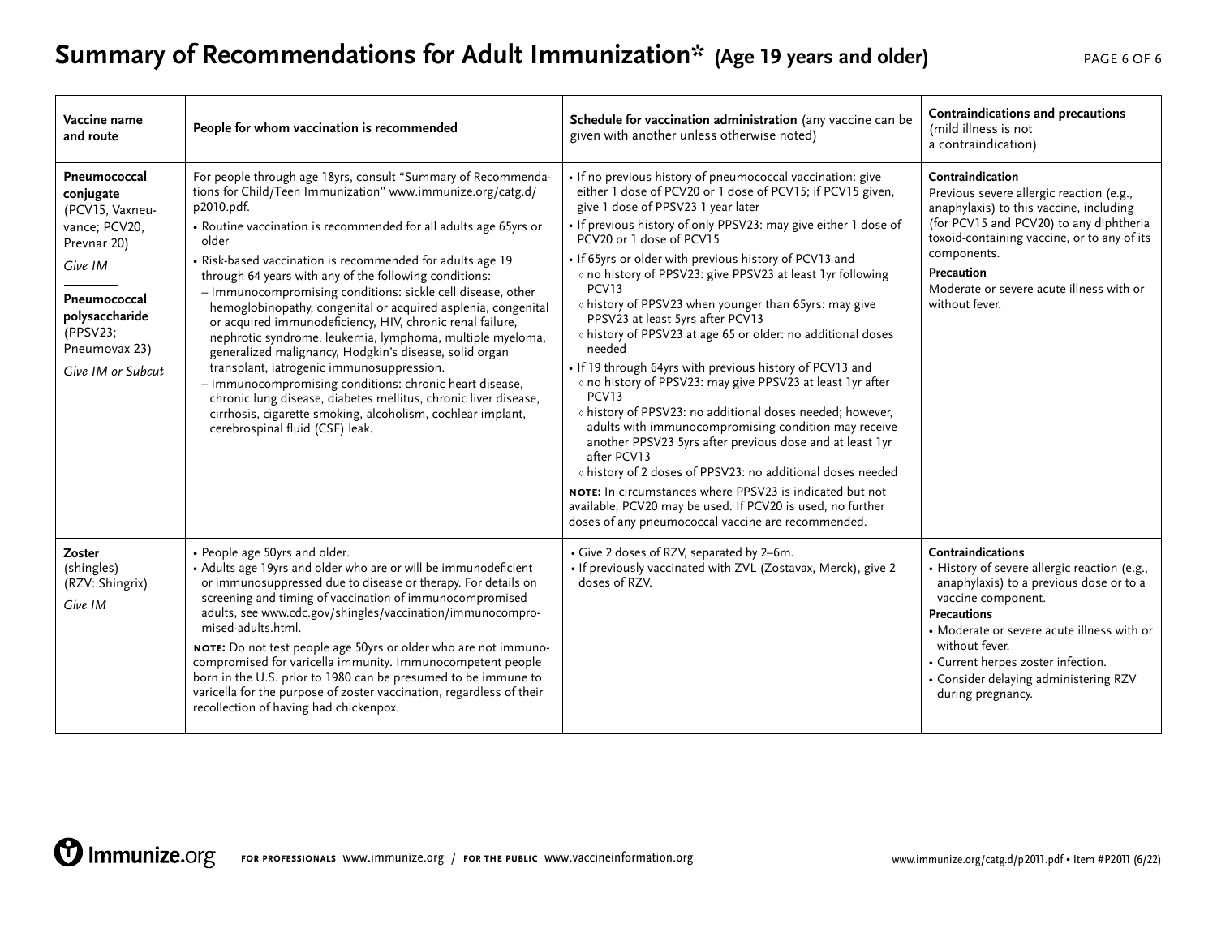# Summary of Recommendations for Adult Immunization* (Age 19 years and older)

| Vaccine name and route | People for whom vaccination is recommended | Schedule for vaccination administration (any vaccine can be given with another unless otherwise noted) | Contraindications and precautions (mild illness is not a contraindication) |
|---|---|---|---|
| **Pneumococcal conjugate** (PCV15, Vaxneuvance; PCV20, Prevnar 20) *Give IM* <br><br> **Pneumococcal polysaccharide** (PPSV23; Pneumovax 23) *Give IM or Subcut* | For people through age 18yrs, consult "Summary of Recommendations for Child/Teen Immunization" www.immunize.org/catg.d/p2010.pdf. <br>• Routine vaccination is recommended for all adults age 65yrs or older <br>• Risk-based vaccination is recommended for adults age 19 through 64 years with any of the following conditions: <br>– Immunocompromising conditions: sickle cell disease, other hemoglobinopathy, congenital or acquired asplenia, congenital or acquired immunodeficiency, HIV, chronic renal failure, nephrotic syndrome, leukemia, lymphoma, multiple myeloma, generalized malignancy, Hodgkin's disease, solid organ transplant, iatrogenic immunosuppression. <br>– Immunocompromising conditions: chronic heart disease, chronic lung disease, diabetes mellitus, chronic liver disease, cirrhosis, cigarette smoking, alcoholism, cochlear implant, cerebrospinal fluid (CSF) leak. | • If no previous history of pneumococcal vaccination: give either 1 dose of PCV20 or 1 dose of PCV15; if PCV15 given, give 1 dose of PPSV23 1 year later <br>• If previous history of only PPSV23: may give either 1 dose of PCV20 or 1 dose of PCV15 <br>• If 65yrs or older with previous history of PCV13 and <br>◦ no history of PPSV23: give PPSV23 at least 1yr following PCV13 <br>◦ history of PPSV23 when younger than 65yrs: may give PPSV23 at least 5yrs after PCV13 <br>◦ history of PPSV23 at age 65 or older: no additional doses needed <br>• If 19 through 64yrs with previous history of PCV13 and <br>◦ no history of PPSV23: may give PPSV23 at least 1yr after PCV13 <br>◦ history of PPSV23: no additional doses needed; however, adults with immunocompromising condition may receive another PPSV23 5yrs after previous dose and at least 1yr after PCV13 <br>◦ history of 2 doses of PPSV23: no additional doses needed <br><br>**NOTE:** In circumstances where PPSV23 is indicated but not available, PCV20 may be used. If PCV20 is used, no further doses of any pneumococcal vaccine are recommended. | **Contraindication** <br>Previous severe allergic reaction (e.g., anaphylaxis) to this vaccine, including (for PCV15 and PCV20) to any diphtheria toxoid-containing vaccine, or to any of its components. <br>**Precaution** <br>Moderate or severe acute illness with or without fever. |
| **Zoster** (shingles) (RZV: Shingrix) *Give IM* | • People age 50yrs and older. <br>• Adults age 19yrs and older who are or will be immunodeficient or immunosuppressed due to disease or therapy. For details on screening and timing of vaccination of immunocompromised adults, see www.cdc.gov/shingles/vaccination/immunocompromised-adults.html. <br><br>**NOTE:** Do not test people age 50yrs or older who are not immunocompromised for varicella immunity. Immunocompetent people born in the U.S. prior to 1980 can be presumed to be immune to varicella for the purpose of zoster vaccination, regardless of their recollection of having had chickenpox. | • Give 2 doses of RZV, separated by 2–6m. <br>• If previously vaccinated with ZVL (Zostavax, Merck), give 2 doses of RZV. | **Contraindications** <br>• History of severe allergic reaction (e.g., anaphylaxis) to a previous dose or to a vaccine component. <br>**Precautions** <br>• Moderate or severe acute illness with or without fever. <br>• Current herpes zoster infection. <br>• Consider delaying administering RZV during pregnancy. |

Immunize.org FOR PROFESSIONALS www.immunize.org / FOR THE PUBLIC www.vaccineinformation.org

www.immunize.org/catg.d/p2011.pdf • Item #P2011 (6/22)